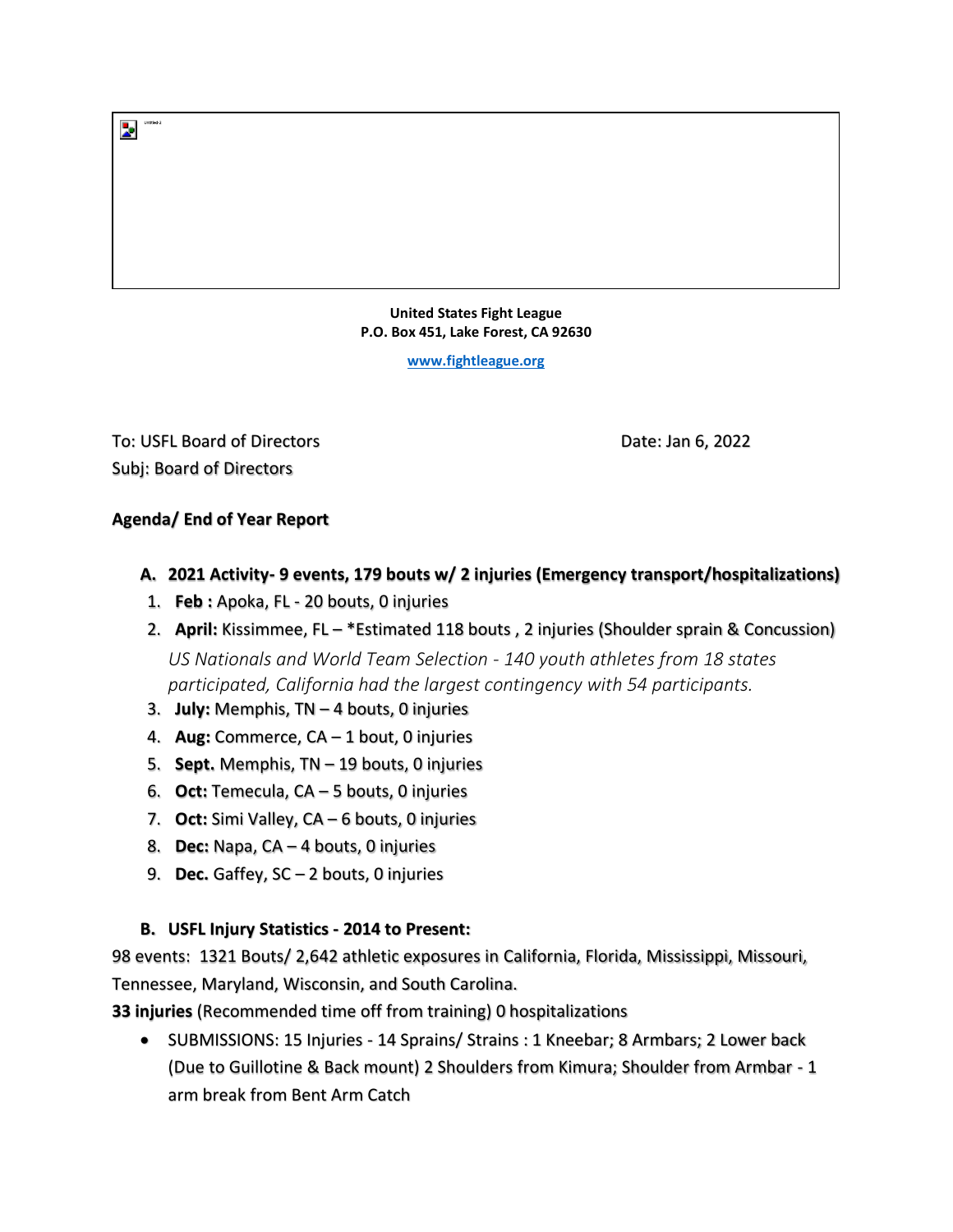**United States Fight League**
**P.O. Box 451, Lake Forest, CA 92630**

[www.fightleague.org](http://www.fightleague.org)

To: USFL Board of Directors Date: Jan 6, 2022
Subj: Board of Directors

**Agenda/ End of Year Report**

**A. 2021 Activity- 9 events, 179 bouts w/ 2 injuries (Emergency transport/hospitalizations)**

1. **Feb :** Apoka, FL - 20 bouts, 0 injuries
2. **April:** Kissimmee, FL – *Estimated 118 bouts , 2 injuries (Shoulder sprain & Concussion)
   *US Nationals and World Team Selection - 140 youth athletes from 18 states participated, California had the largest contingency with 54 participants.*
3. **July:** Memphis, TN – 4 bouts, 0 injuries
4. **Aug:** Commerce, CA – 1 bout, 0 injuries
5. **Sept.** Memphis, TN – 19 bouts, 0 injuries
6. **Oct:** Temecula, CA – 5 bouts, 0 injuries
7. **Oct:** Simi Valley, CA – 6 bouts, 0 injuries
8. **Dec:** Napa, CA – 4 bouts, 0 injuries
9. **Dec.** Gaffey, SC – 2 bouts, 0 injuries

**B. USFL Injury Statistics - 2014 to Present:**

98 events: 1321 Bouts/ 2,642 athletic exposures in California, Florida, Mississippi, Missouri, Tennessee, Maryland, Wisconsin, and South Carolina.

**33 injuries** (Recommended time off from training) 0 hospitalizations

- SUBMISSIONS: 15 Injuries - 14 Sprains/ Strains : 1 Kneebar; 8 Armbars; 2 Lower back (Due to Guillotine & Back mount) 2 Shoulders from Kimura; Shoulder from Armbar - 1 arm break from Bent Arm Catch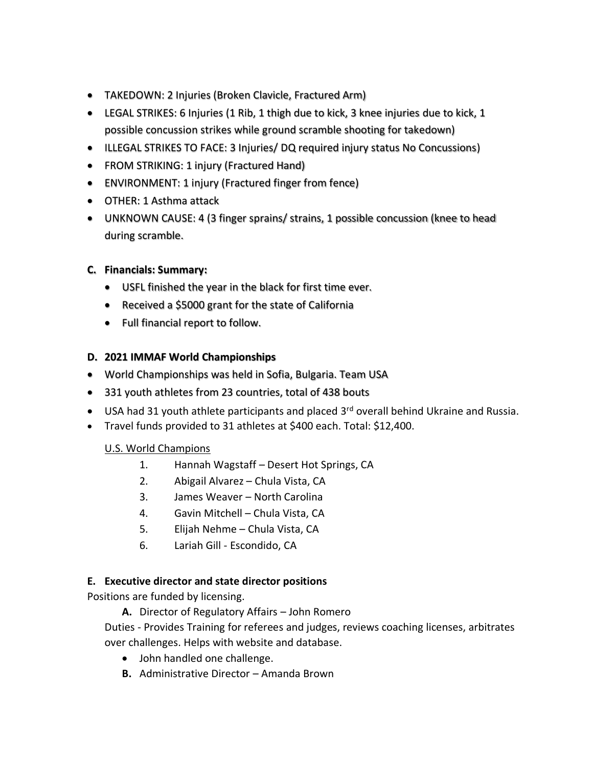- TAKEDOWN: 2 Injuries (Broken Clavicle, Fractured Arm)
- LEGAL STRIKES: 6 Injuries (1 Rib, 1 thigh due to kick, 3 knee injuries due to kick, 1 possible concussion strikes while ground scramble shooting for takedown)
- ILLEGAL STRIKES TO FACE: 3 Injuries/ DQ required injury status No Concussions)
- FROM STRIKING: 1 injury (Fractured Hand)
- ENVIRONMENT: 1 injury (Fractured finger from fence)
- OTHER: 1 Asthma attack
- UNKNOWN CAUSE: 4 (3 finger sprains/ strains, 1 possible concussion (knee to head during scramble.

### C. Financials: Summary:

- USFL finished the year in the black for first time ever.
- Received a $5000 grant for the state of California
- Full financial report to follow.

### D. 2021 IMMAF World Championships

- World Championships was held in Sofia, Bulgaria. Team USA
- 331 youth athletes from 23 countries, total of 438 bouts
- USA had 31 youth athlete participants and placed 3rd overall behind Ukraine and Russia.
- Travel funds provided to 31 athletes at $400 each. Total: $12,400.

U.S. World Champions

1. Hannah Wagstaff – Desert Hot Springs, CA
2. Abigail Alvarez – Chula Vista, CA
3. James Weaver – North Carolina
4. Gavin Mitchell – Chula Vista, CA
5. Elijah Nehme – Chula Vista, CA
6. Lariah Gill - Escondido, CA

### E. Executive director and state director positions

Positions are funded by licensing.

**A.** Director of Regulatory Affairs – John Romero

Duties - Provides Training for referees and judges, reviews coaching licenses, arbitrates over challenges. Helps with website and database.

- John handled one challenge.

**B.** Administrative Director – Amanda Brown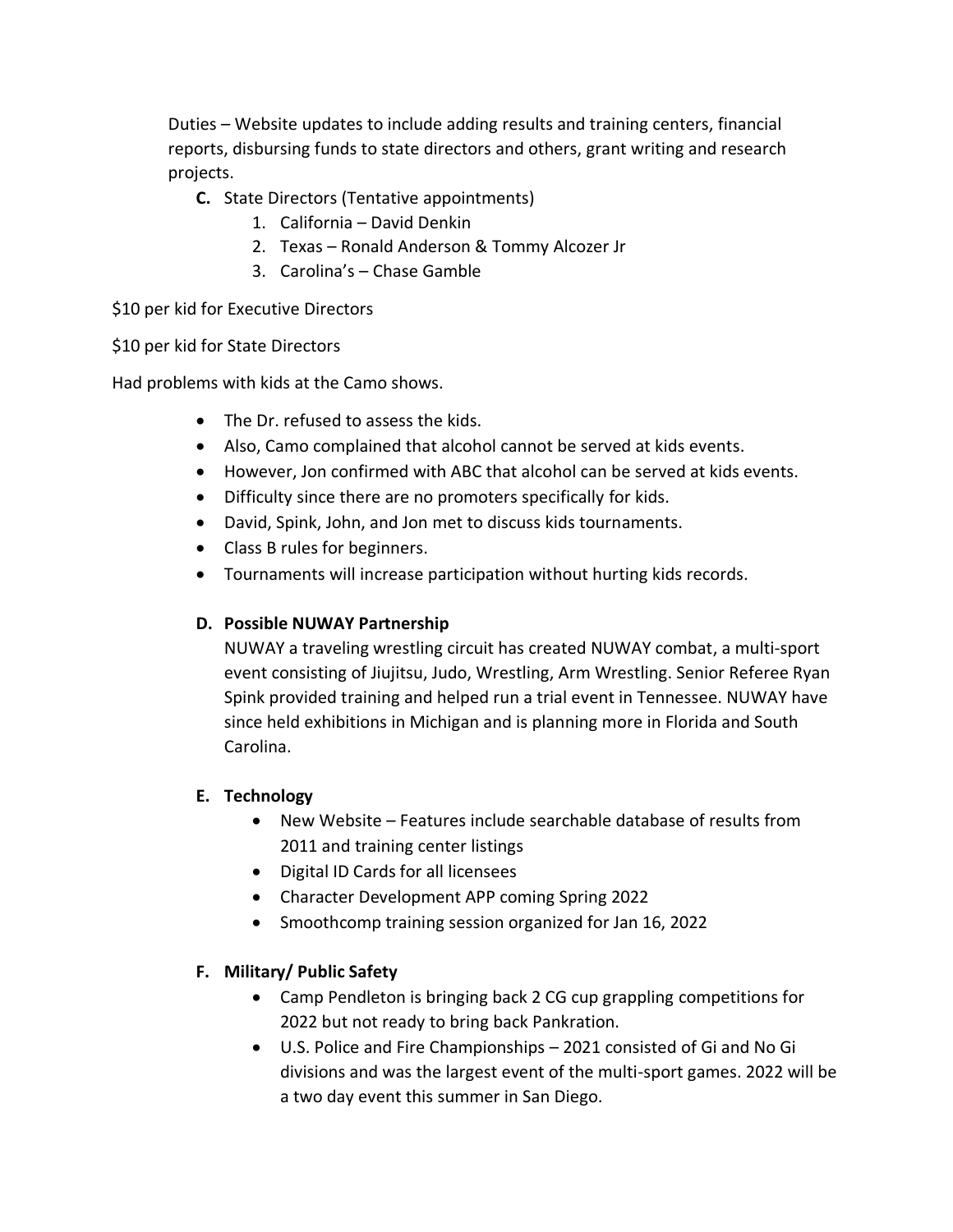Duties – Website updates to include adding results and training centers, financial reports, disbursing funds to state directors and others, grant writing and research projects.

**C.** State Directors (Tentative appointments)

1. California – David Denkin
2. Texas – Ronald Anderson & Tommy Alcozer Jr
3. Carolina's – Chase Gamble

$10 per kid for Executive Directors

$10 per kid for State Directors

Had problems with kids at the Camo shows.

- The Dr. refused to assess the kids.
- Also, Camo complained that alcohol cannot be served at kids events.
- However, Jon confirmed with ABC that alcohol can be served at kids events.
- Difficulty since there are no promoters specifically for kids.
- David, Spink, John, and Jon met to discuss kids tournaments.
- Class B rules for beginners.
- Tournaments will increase participation without hurting kids records.

**D. Possible NUWAY Partnership**

NUWAY a traveling wrestling circuit has created NUWAY combat, a multi-sport event consisting of Jiujitsu, Judo, Wrestling, Arm Wrestling. Senior Referee Ryan Spink provided training and helped run a trial event in Tennessee. NUWAY have since held exhibitions in Michigan and is planning more in Florida and South Carolina.

**E. Technology**

- New Website – Features include searchable database of results from 2011 and training center listings
- Digital ID Cards for all licensees
- Character Development APP coming Spring 2022
- Smoothcomp training session organized for Jan 16, 2022

**F. Military/ Public Safety**

- Camp Pendleton is bringing back 2 CG cup grappling competitions for 2022 but not ready to bring back Pankration.
- U.S. Police and Fire Championships – 2021 consisted of Gi and No Gi divisions and was the largest event of the multi-sport games. 2022 will be a two day event this summer in San Diego.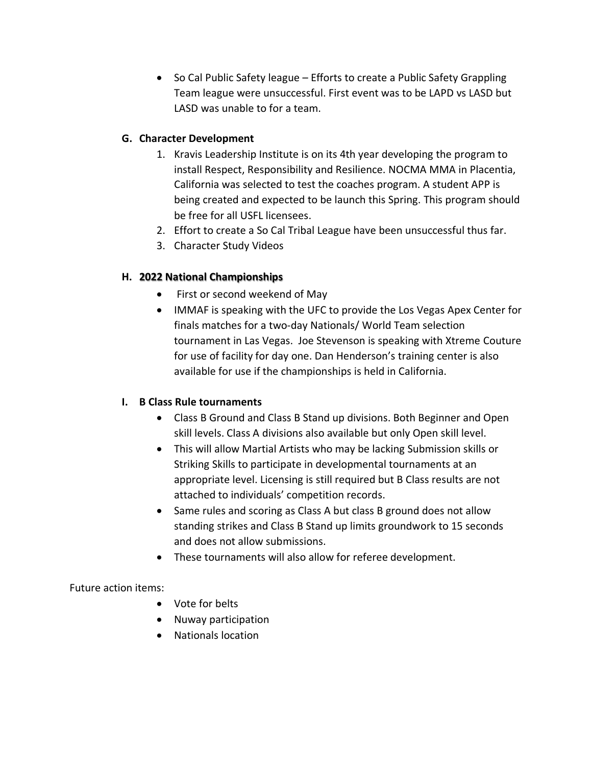- So Cal Public Safety league – Efforts to create a Public Safety Grappling Team league were unsuccessful. First event was to be LAPD vs LASD but LASD was unable to for a team.

### G. Character Development

1. Kravis Leadership Institute is on its 4th year developing the program to install Respect, Responsibility and Resilience. NOCMA MMA in Placentia, California was selected to test the coaches program. A student APP is being created and expected to be launch this Spring. This program should be free for all USFL licensees.
2. Effort to create a So Cal Tribal League have been unsuccessful thus far.
3. Character Study Videos

### H. 2022 National Championships

- First or second weekend of May
- IMMAF is speaking with the UFC to provide the Los Vegas Apex Center for finals matches for a two-day Nationals/ World Team selection tournament in Las Vegas. Joe Stevenson is speaking with Xtreme Couture for use of facility for day one. Dan Henderson's training center is also available for use if the championships is held in California.

### I. B Class Rule tournaments

- Class B Ground and Class B Stand up divisions. Both Beginner and Open skill levels. Class A divisions also available but only Open skill level.
- This will allow Martial Artists who may be lacking Submission skills or Striking Skills to participate in developmental tournaments at an appropriate level. Licensing is still required but B Class results are not attached to individuals' competition records.
- Same rules and scoring as Class A but class B ground does not allow standing strikes and Class B Stand up limits groundwork to 15 seconds and does not allow submissions.
- These tournaments will also allow for referee development.

Future action items:

- Vote for belts
- Nuway participation
- Nationals location